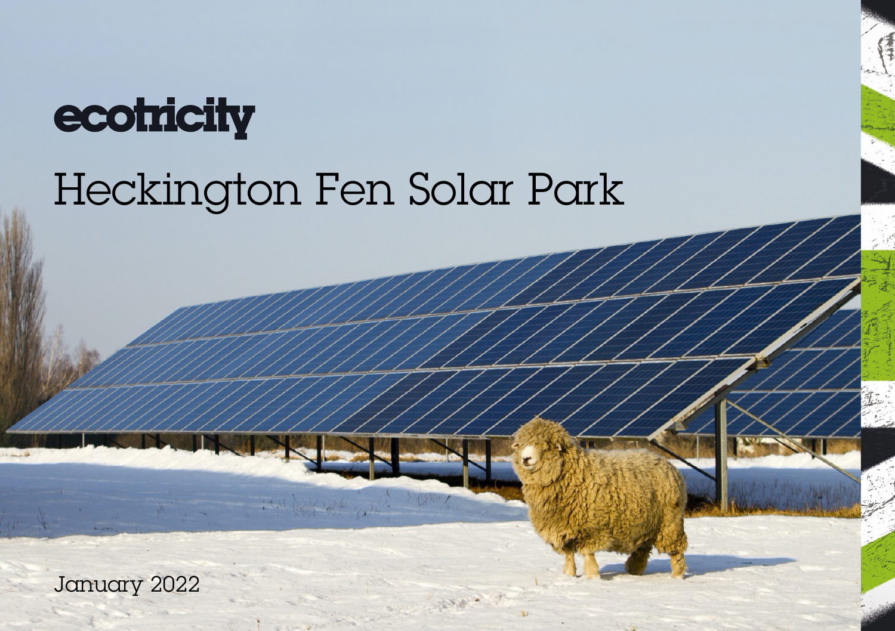ecotricity

# Heckington Fen Solar Park

January 2022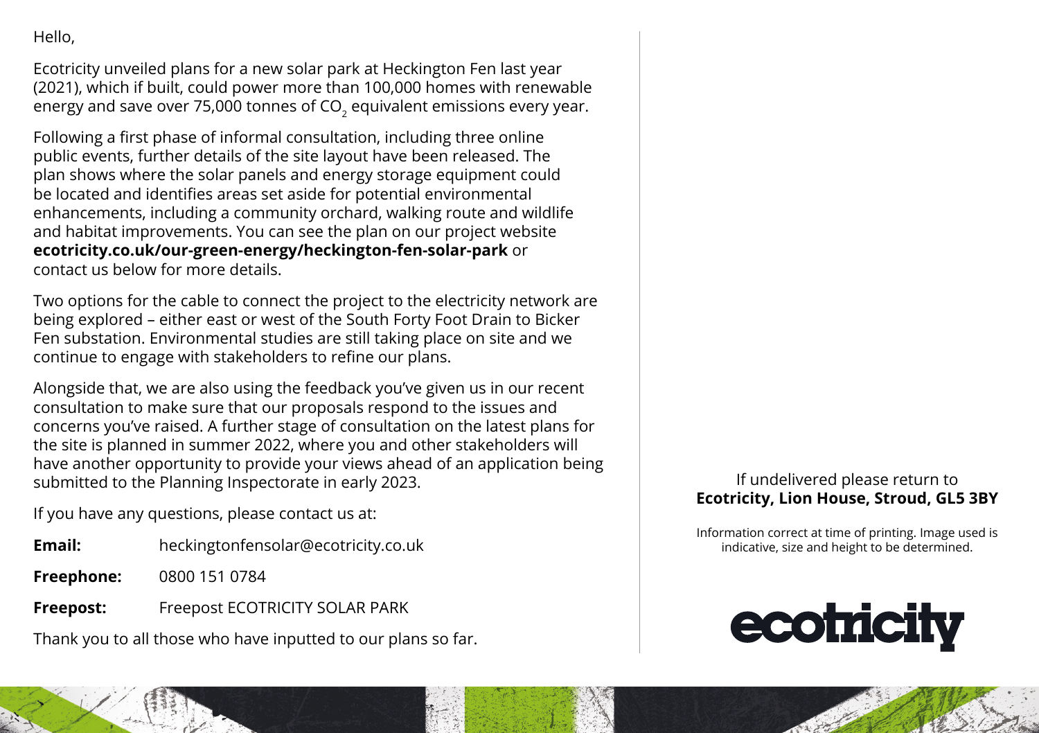Hello,

Ecotricity unveiled plans for a new solar park at Heckington Fen last year (2021), which if built, could power more than 100,000 homes with renewable energy and save over 75,000 tonnes of $CO_2$ equivalent emissions every year.

Following a first phase of informal consultation, including three online public events, further details of the site layout have been released. The plan shows where the solar panels and energy storage equipment could be located and identifies areas set aside for potential environmental enhancements, including a community orchard, walking route and wildlife and habitat improvements. You can see the plan on our project website **ecotricity.co.uk/our-green-energy/heckington-fen-solar-park** or contact us below for more details.

Two options for the cable to connect the project to the electricity network are being explored – either east or west of the South Forty Foot Drain to Bicker Fen substation. Environmental studies are still taking place on site and we continue to engage with stakeholders to refine our plans.

Alongside that, we are also using the feedback you've given us in our recent consultation to make sure that our proposals respond to the issues and concerns you've raised. A further stage of consultation on the latest plans for the site is planned in summer 2022, where you and other stakeholders will have another opportunity to provide your views ahead of an application being submitted to the Planning Inspectorate in early 2023.

If you have any questions, please contact us at:

**Email:** heckingtonfensolar@ecotricity.co.uk

**Freephone:** 0800 151 0784

**Freepost:** Freepost ECOTRICITY SOLAR PARK

Thank you to all those who have inputted to our plans so far.

If undelivered please return to
**Ecotricity, Lion House, Stroud, GL5 3BY**

Information correct at time of printing. Image used is indicative, size and height to be determined.

ecotricity